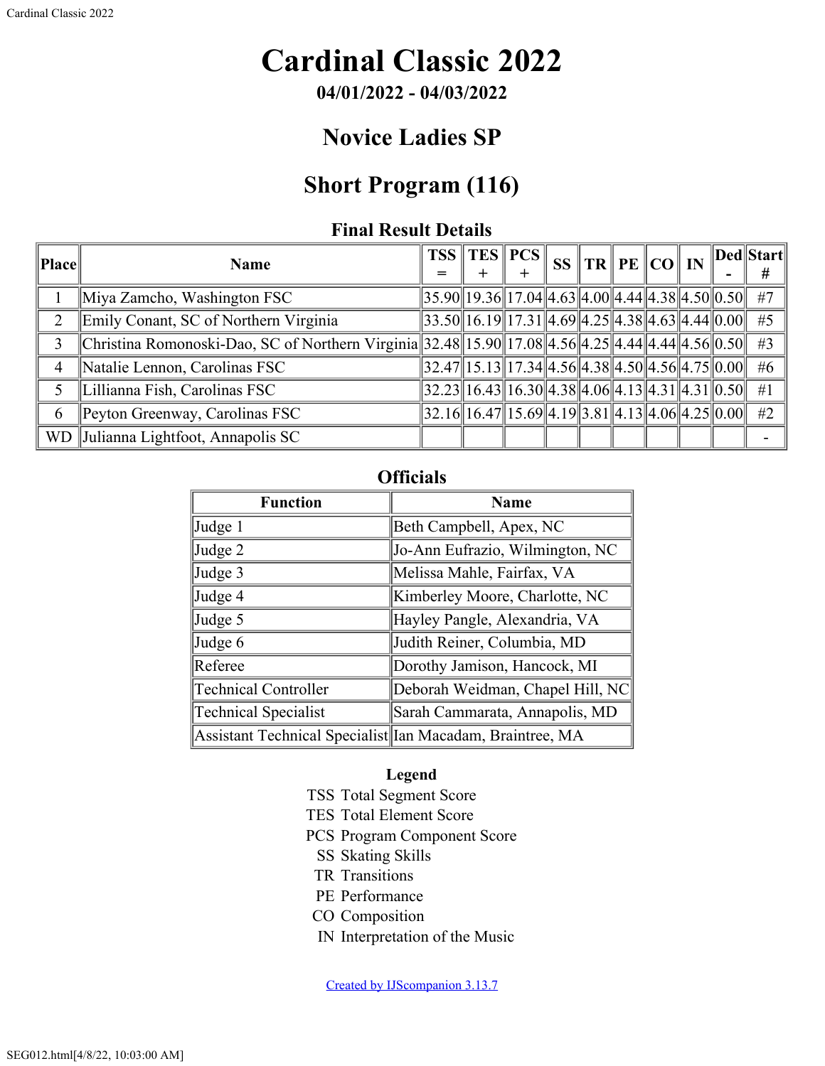# Cardinal Classic 2022

**04/01/2022 - 04/03/2022**

## Novice Ladies SP

## Short Program (116)

### Final Result Details

| Place | Name | TSS = | TES + | PCS + | SS | TR | PE | CO | IN | Ded - | Start # |
|---|---|---|---|---|---|---|---|---|---|---|---|
| 1 | Miya Zamcho, Washington FSC | 35.90 | 19.36 | 17.04 | 4.63 | 4.00 | 4.44 | 4.38 | 4.50 | 0.50 | #7 |
| 2 | Emily Conant, SC of Northern Virginia | 33.50 | 16.19 | 17.31 | 4.69 | 4.25 | 4.38 | 4.63 | 4.44 | 0.00 | #5 |
| 3 | Christina Romonoski-Dao, SC of Northern Virginia | 32.48 | 15.90 | 17.08 | 4.56 | 4.25 | 4.44 | 4.44 | 4.56 | 0.50 | #3 |
| 4 | Natalie Lennon, Carolinas FSC | 32.47 | 15.13 | 17.34 | 4.56 | 4.38 | 4.50 | 4.56 | 4.75 | 0.00 | #6 |
| 5 | Lillianna Fish, Carolinas FSC | 32.23 | 16.43 | 16.30 | 4.38 | 4.06 | 4.13 | 4.31 | 4.31 | 0.50 | #1 |
| 6 | Peyton Greenway, Carolinas FSC | 32.16 | 16.47 | 15.69 | 4.19 | 3.81 | 4.13 | 4.06 | 4.25 | 0.00 | #2 |
| WD | Julianna Lightfoot, Annapolis SC | | | | | | | | | | - |

### Officials

| Function | Name |
|---|---|
| Judge 1 | Beth Campbell, Apex, NC |
| Judge 2 | Jo-Ann Eufrazio, Wilmington, NC |
| Judge 3 | Melissa Mahle, Fairfax, VA |
| Judge 4 | Kimberley Moore, Charlotte, NC |
| Judge 5 | Hayley Pangle, Alexandria, VA |
| Judge 6 | Judith Reiner, Columbia, MD |
| Referee | Dorothy Jamison, Hancock, MI |
| Technical Controller | Deborah Weidman, Chapel Hill, NC |
| Technical Specialist | Sarah Cammarata, Annapolis, MD |
| Assistant Technical Specialist | Ian Macadam, Braintree, MA |

**Legend**

TSS Total Segment Score
TES Total Element Score
PCS Program Component Score
SS Skating Skills
TR Transitions
PE Performance
CO Composition
IN Interpretation of the Music

Created by IJScompanion 3.13.7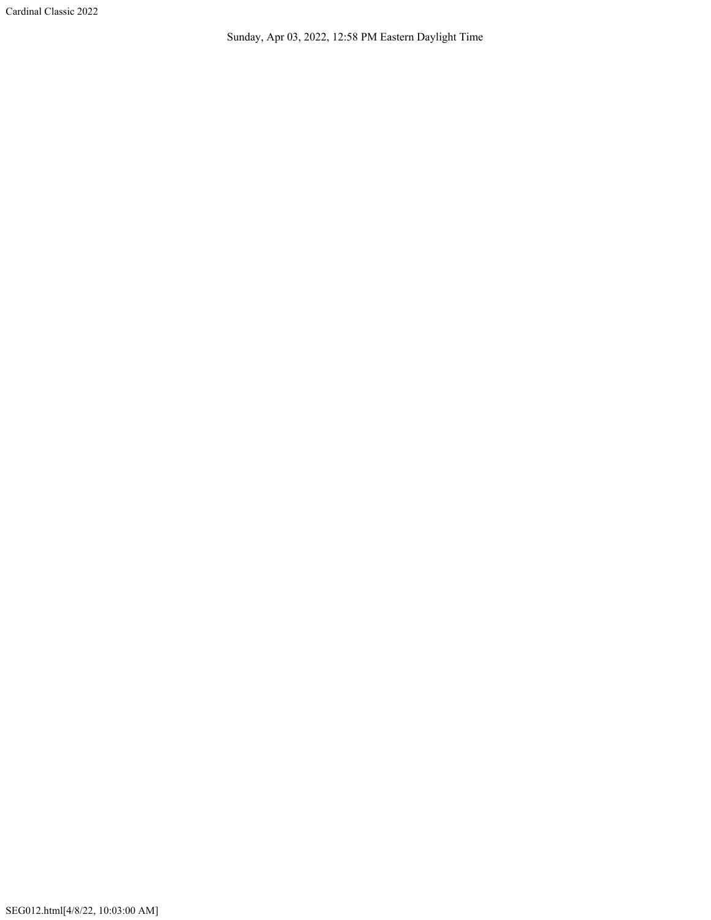Sunday, Apr 03, 2022, 12:58 PM Eastern Daylight Time